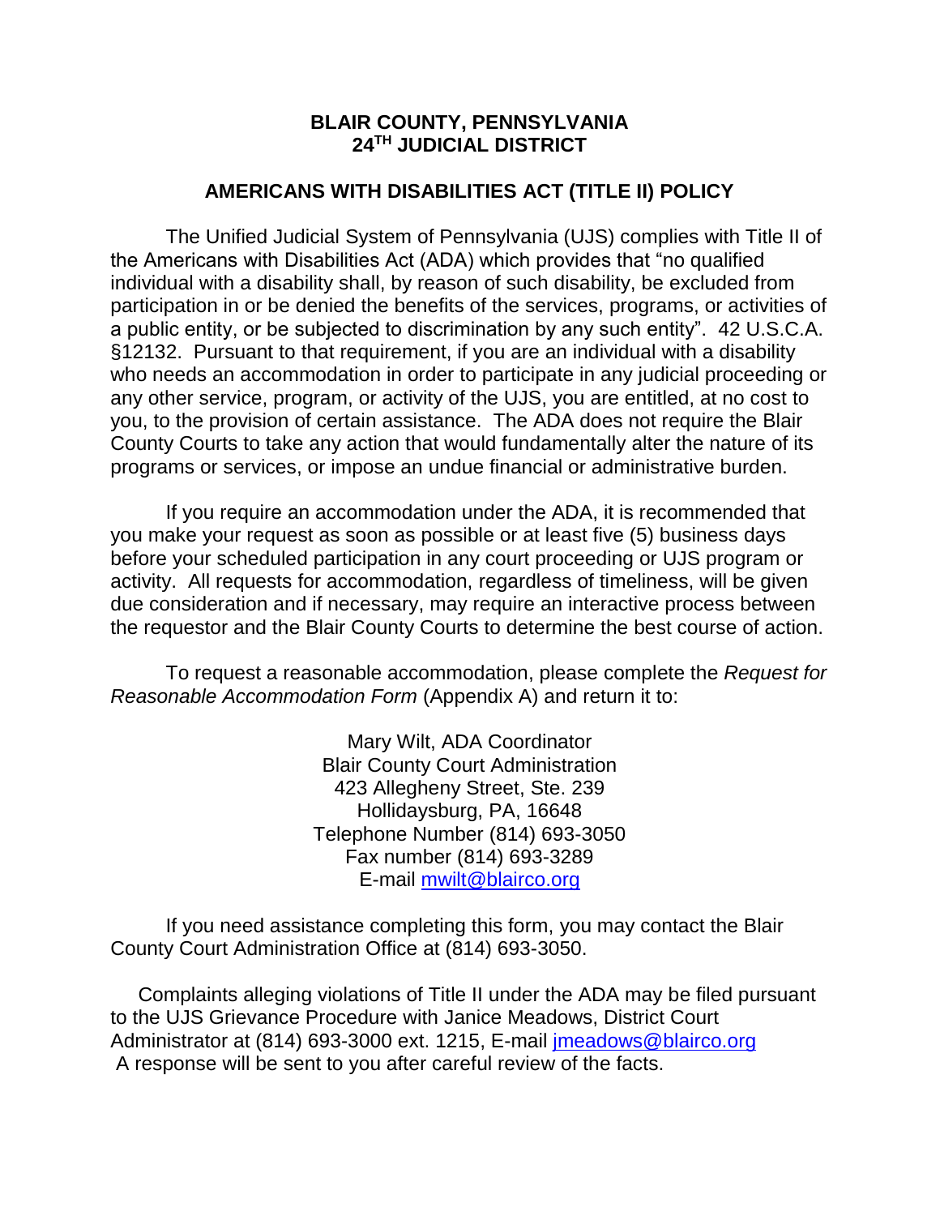# BLAIR COUNTY, PENNSYLVANIA
# 24TH JUDICIAL DISTRICT

## AMERICANS WITH DISABILITIES ACT (TITLE II) POLICY

The Unified Judicial System of Pennsylvania (UJS) complies with Title II of the Americans with Disabilities Act (ADA) which provides that "no qualified individual with a disability shall, by reason of such disability, be excluded from participation in or be denied the benefits of the services, programs, or activities of a public entity, or be subjected to discrimination by any such entity". 42 U.S.C.A. §12132. Pursuant to that requirement, if you are an individual with a disability who needs an accommodation in order to participate in any judicial proceeding or any other service, program, or activity of the UJS, you are entitled, at no cost to you, to the provision of certain assistance. The ADA does not require the Blair County Courts to take any action that would fundamentally alter the nature of its programs or services, or impose an undue financial or administrative burden.

If you require an accommodation under the ADA, it is recommended that you make your request as soon as possible or at least five (5) business days before your scheduled participation in any court proceeding or UJS program or activity. All requests for accommodation, regardless of timeliness, will be given due consideration and if necessary, may require an interactive process between the requestor and the Blair County Courts to determine the best course of action.

To request a reasonable accommodation, please complete the *Request for Reasonable Accommodation Form* (Appendix A) and return it to:

Mary Wilt, ADA Coordinator
Blair County Court Administration
423 Allegheny Street, Ste. 239
Hollidaysburg, PA, 16648
Telephone Number (814) 693-3050
Fax number (814) 693-3289
E-mail mwilt@blairco.org

If you need assistance completing this form, you may contact the Blair County Court Administration Office at (814) 693-3050.

Complaints alleging violations of Title II under the ADA may be filed pursuant to the UJS Grievance Procedure with Janice Meadows, District Court Administrator at (814) 693-3000 ext. 1215, E-mail jmeadows@blairco.org A response will be sent to you after careful review of the facts.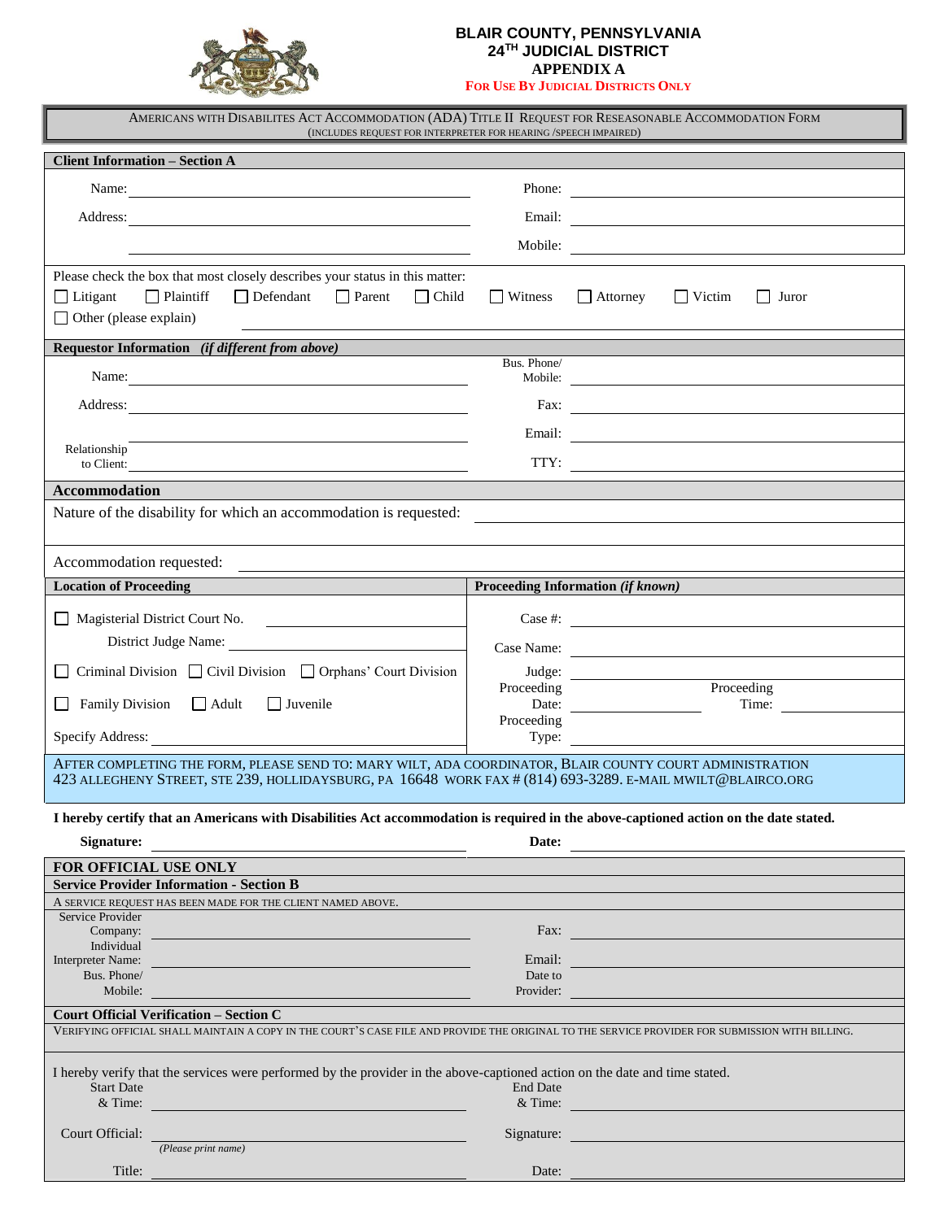**BLAIR COUNTY, PENNSYLVANIA**
**24TH JUDICIAL DISTRICT**
**APPENDIX A**
**FOR USE BY JUDICIAL DISTRICTS ONLY**

AMERICANS WITH DISABILITES ACT ACCOMMODATION (ADA) TITLE II REQUEST FOR RESEASONABLE ACCOMMODATION FORM
(INCLUDES REQUEST FOR INTERPRETER FOR HEARING /SPEECH IMPAIRED)

## Client Information – Section A

Name: ____________________ Phone: ____________________

Address: ____________________ Email: ____________________

____________________ Mobile: ____________________

Please check the box that most closely describes your status in this matter:

☐ Litigant ☐ Plaintiff ☐ Defendant ☐ Parent ☐ Child ☐ Witness ☐ Attorney ☐ Victim ☐ Juror

☐ Other (please explain) ____________________

## Requestor Information *(if different from above)*

Name: ____________________ Bus. Phone/ Mobile: ____________________

Address: ____________________ Fax: ____________________

____________________ Email: ____________________

Relationship to Client: ____________________ TTY: ____________________

## Accommodation

Nature of the disability for which an accommodation is requested: ____________________

Accommodation requested: ____________________

## Location of Proceeding

☐ Magisterial District Court No. ____________________

District Judge Name: ____________________

☐ Criminal Division ☐ Civil Division ☐ Orphans' Court Division

☐ Family Division ☐ Adult ☐ Juvenile

Specify Address: ____________________

## Proceeding Information *(if known)*

Case #: ____________________

Case Name: ____________________

Judge: ____________________

Proceeding Date: ____________________ Proceeding Time: ____________________

Proceeding Type: ____________________

AFTER COMPLETING THE FORM, PLEASE SEND TO: MARY WILT, ADA COORDINATOR, BLAIR COUNTY COURT ADMINISTRATION 423 ALLEGHENY STREET, STE 239, HOLLIDAYSBURG, PA 16648 WORK FAX # (814) 693-3289. E-MAIL MWILT@BLAIRCO.ORG

**I hereby certify that an Americans with Disabilities Act accommodation is required in the above-captioned action on the date stated.**

**Signature:** ____________________ **Date:** ____________________

## FOR OFFICIAL USE ONLY

### Service Provider Information - Section B

A SERVICE REQUEST HAS BEEN MADE FOR THE CLIENT NAMED ABOVE.

Service Provider Company: ____________________ Fax: ____________________

Individual Interpreter Name: ____________________ Email: ____________________

Bus. Phone/ Mobile: ____________________ Date to Provider: ____________________

### Court Official Verification – Section C

VERIFYING OFFICIAL SHALL MAINTAIN A COPY IN THE COURT'S CASE FILE AND PROVIDE THE ORIGINAL TO THE SERVICE PROVIDER FOR SUBMISSION WITH BILLING.

I hereby verify that the services were performed by the provider in the above-captioned action on the date and time stated.

Start Date & Time: ____________________ End Date & Time: ____________________

Court Official: ____________________ *(Please print name)* Signature: ____________________

Title: ____________________ Date: ____________________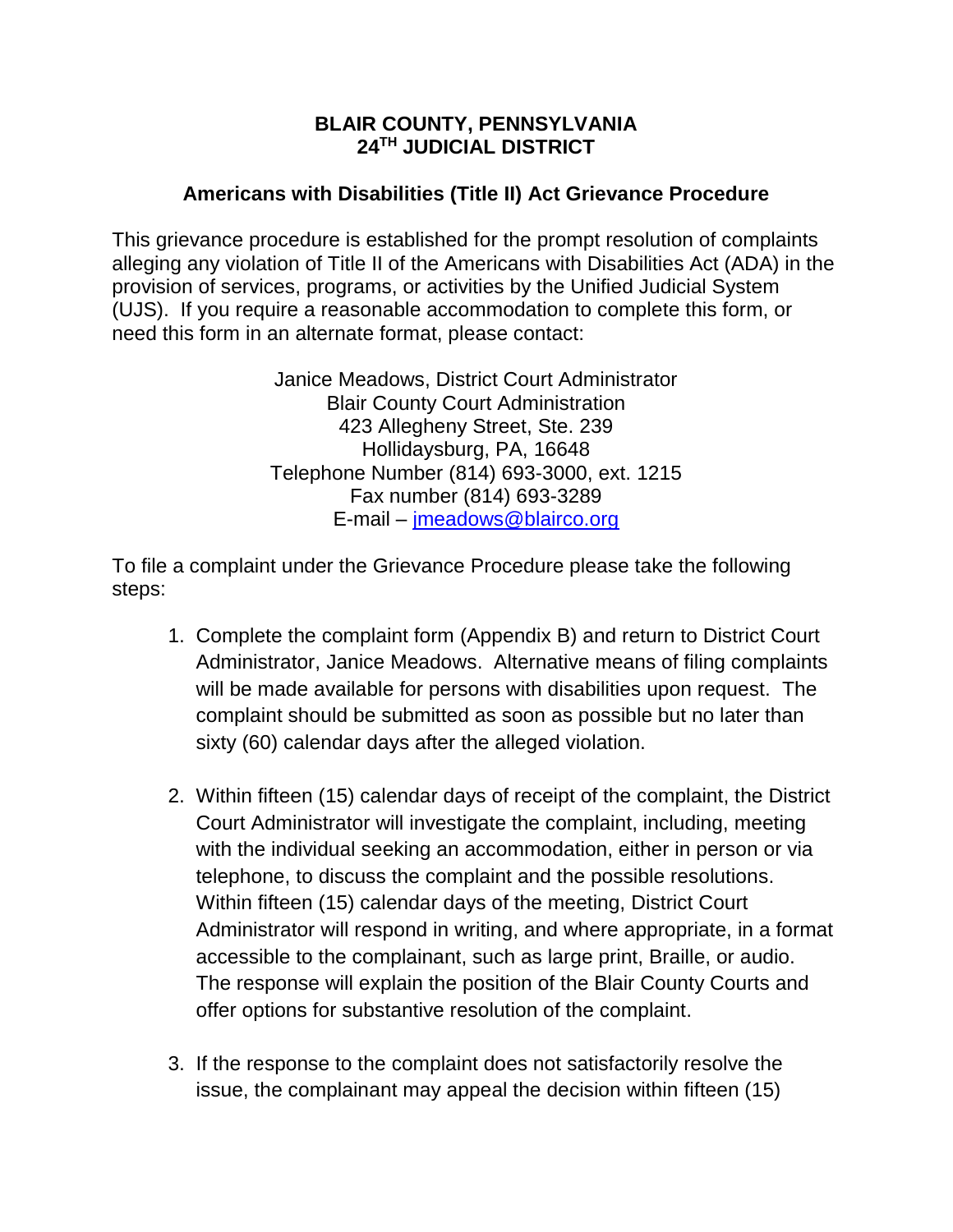**BLAIR COUNTY, PENNSYLVANIA**
**24TH JUDICIAL DISTRICT**

## Americans with Disabilities (Title II) Act Grievance Procedure

This grievance procedure is established for the prompt resolution of complaints alleging any violation of Title II of the Americans with Disabilities Act (ADA) in the provision of services, programs, or activities by the Unified Judicial System (UJS). If you require a reasonable accommodation to complete this form, or need this form in an alternate format, please contact:

Janice Meadows, District Court Administrator
Blair County Court Administration
423 Allegheny Street, Ste. 239
Hollidaysburg, PA, 16648
Telephone Number (814) 693-3000, ext. 1215
Fax number (814) 693-3289
E-mail – jmeadows@blairco.org

To file a complaint under the Grievance Procedure please take the following steps:

1. Complete the complaint form (Appendix B) and return to District Court Administrator, Janice Meadows. Alternative means of filing complaints will be made available for persons with disabilities upon request. The complaint should be submitted as soon as possible but no later than sixty (60) calendar days after the alleged violation.

2. Within fifteen (15) calendar days of receipt of the complaint, the District Court Administrator will investigate the complaint, including, meeting with the individual seeking an accommodation, either in person or via telephone, to discuss the complaint and the possible resolutions. Within fifteen (15) calendar days of the meeting, District Court Administrator will respond in writing, and where appropriate, in a format accessible to the complainant, such as large print, Braille, or audio. The response will explain the position of the Blair County Courts and offer options for substantive resolution of the complaint.

3. If the response to the complaint does not satisfactorily resolve the issue, the complainant may appeal the decision within fifteen (15)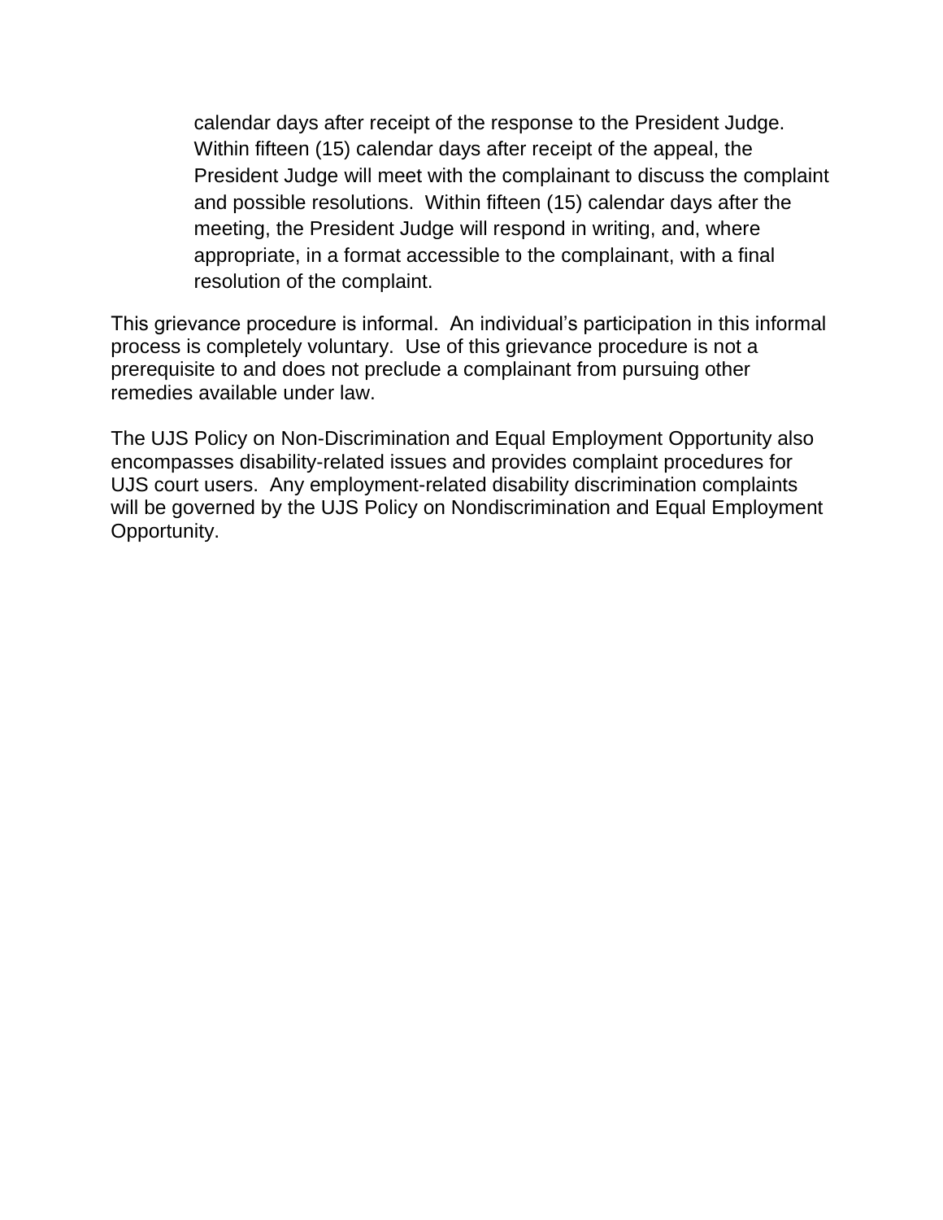calendar days after receipt of the response to the President Judge. Within fifteen (15) calendar days after receipt of the appeal, the President Judge will meet with the complainant to discuss the complaint and possible resolutions. Within fifteen (15) calendar days after the meeting, the President Judge will respond in writing, and, where appropriate, in a format accessible to the complainant, with a final resolution of the complaint.

This grievance procedure is informal. An individual's participation in this informal process is completely voluntary. Use of this grievance procedure is not a prerequisite to and does not preclude a complainant from pursuing other remedies available under law.

The UJS Policy on Non-Discrimination and Equal Employment Opportunity also encompasses disability-related issues and provides complaint procedures for UJS court users. Any employment-related disability discrimination complaints will be governed by the UJS Policy on Nondiscrimination and Equal Employment Opportunity.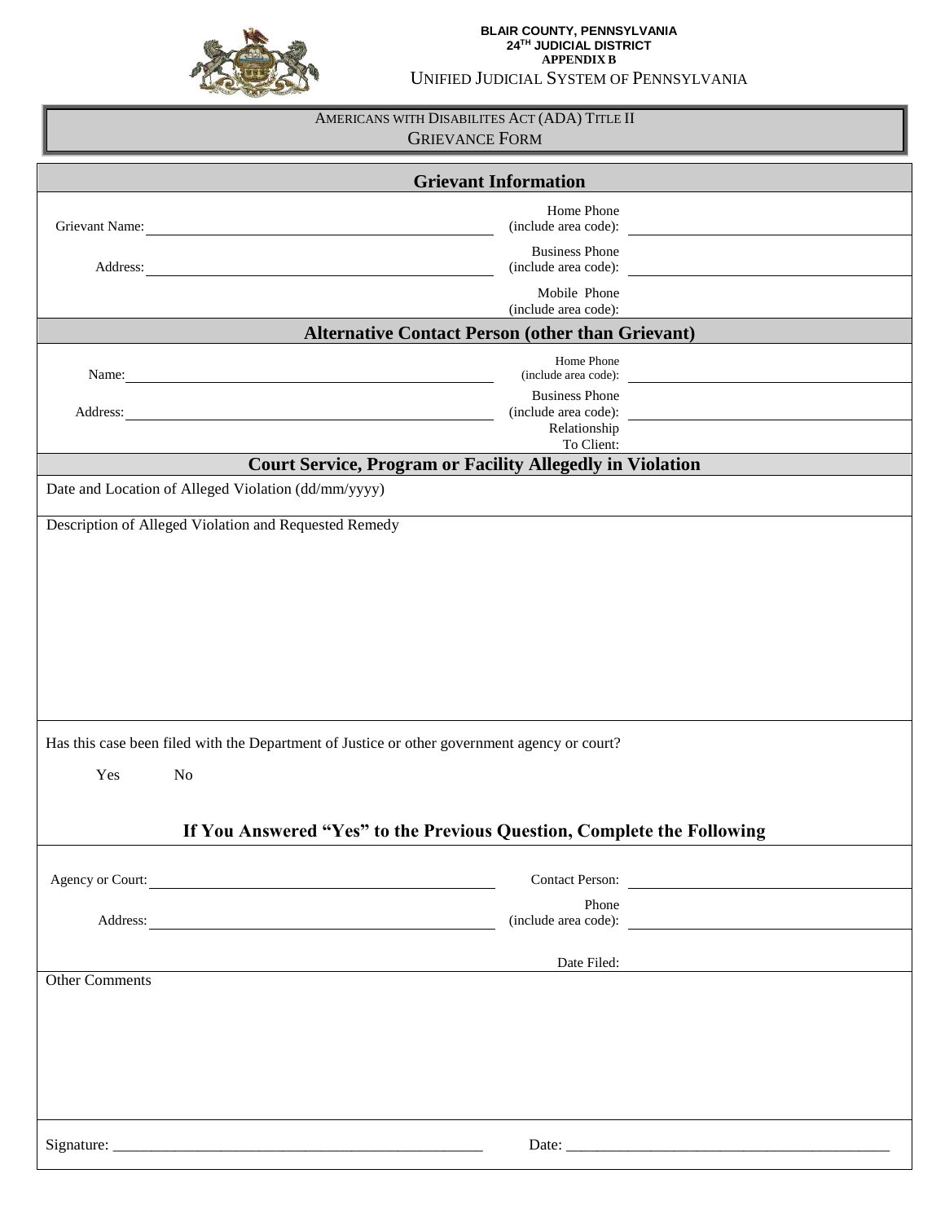**BLAIR COUNTY, PENNSYLVANIA**
**24TH JUDICIAL DISTRICT**
**APPENDIX B**
UNIFIED JUDICIAL SYSTEM OF PENNSYLVANIA

AMERICANS WITH DISABILITES ACT (ADA) TITLE II
GRIEVANCE FORM

## Grievant Information

| | |
|---|---|
| Grievant Name: | Home Phone (include area code): |
| Address: | Business Phone (include area code): |
| | Mobile Phone (include area code): |

## Alternative Contact Person (other than Grievant)

| | |
|---|---|
| Name: | Home Phone (include area code): |
| Address: | Business Phone (include area code): |
| | Relationship To Client: |

## Court Service, Program or Facility Allegedly in Violation

Date and Location of Alleged Violation (dd/mm/yyyy)

Description of Alleged Violation and Requested Remedy

Has this case been filed with the Department of Justice or other government agency or court?

Yes No

## If You Answered "Yes" to the Previous Question, Complete the Following

| | |
|---|---|
| Agency or Court: | Contact Person: |
| Address: | Phone (include area code): |
| | Date Filed: |

Other Comments

Signature: ______________________________ Date: ______________________________